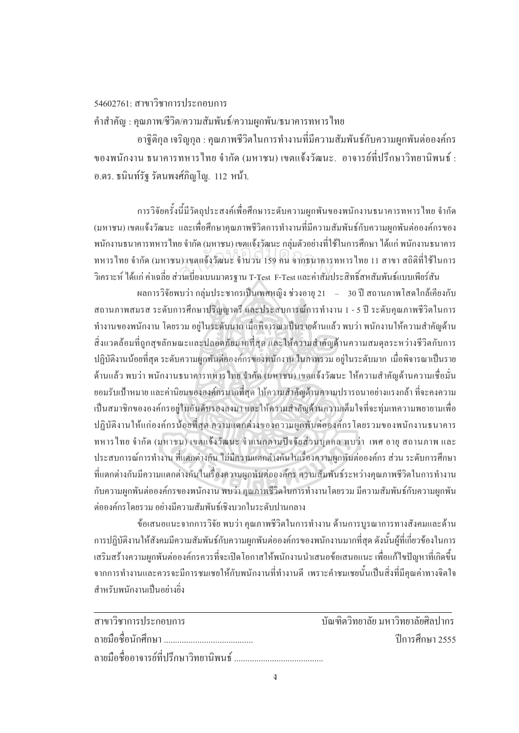54602761: สาขาวิชาการประกอบการ

คำสำคัญ : คุณภาพ/ชีวิต/ความสัมพันธ์/ความผูกพัน/ธนาคารทหารไทย

อาฐิติกุล เจริญกุล : คุณภาพชีวิตในการทำงานที่มีความสัมพันธ์กับความผูกพันต่อองค์กรของพนักงาน ธนาคารทหารไทย จำกัด (มหาชน) เขตแจ้งวัฒนะ. อาจารย์ที่ปรึกษาวิทยานิพนธ์ : อ.ดร. ธนินท์รัฐ รัตนพงศ์ภิญโญ. 112 หน้า.

การวิจัยครั้งนี้มีวัตถุประสงค์เพื่อศึกษาระดับความผูกพันของพนักงานธนาคารทหารไทย จำกัด (มหาชน) เขตแจ้งวัฒนะ และเพื่อศึกษาคุณภาพชีวิตการทำงานที่มีความสัมพันธ์กับความผูกพันต่อองค์กรของพนักงานธนาคารทหารไทย จำกัด (มหาชน) เขตแจ้งวัฒนะ กลุ่มตัวอย่างที่ใช้ในการศึกษา ได้แก่ พนักงานธนาคารทหารไทย จำกัด (มหาชน) เขตแจ้งวัฒนะ จำนวน 159 คน จากธนาคารทหารไทย 11 สาขา สถิติที่ใช้ในการวิเคราะห์ ได้แก่ ค่าเฉลี่ย ส่วนเบี่ยงเบนมาตรฐาน T-Test F-Test และค่าสัมประสิทธิ์สหสัมพันธ์แบบเพียร์สัน

ผลการวิจัยพบว่า กลุ่มประชากรเป็นเพศหญิง ช่วงอายุ 21 – 30 ปี สถานภาพโสดใกล้เคียงกับสถานภาพสมรส ระดับการศึกษาปริญญาตรี และประสบการณ์การทำงาน 1 - 5 ปี ระดับคุณภาพชีวิตในการทำงานของพนักงาน โดยรวม อยู่ในระดับมาก เมื่อพิจารณาเป็นรายด้านแล้ว พบว่า พนักงานให้ความสำคัญด้านสิ่งแวดล้อมที่ถูกสุขลักษณะและปลอดภัยมากที่สุด และให้ความสำคัญด้านความสมดุลระหว่างชีวิตกับการปฏิบัติงานน้อยที่สุด ระดับความผูกพันต่อองค์กรของพนักงาน ในภาพรวม อยู่ในระดับมาก เมื่อพิจารณาเป็นรายด้านแล้ว พบว่า พนักงานธนาคารทหารไทย จำกัด (มหาชน) เขตแจ้งวัฒนะ ให้ความสำคัญด้านความเชื่อมั่นยอมรับเป้าหมาย และค่านิยมขององค์กรมากที่สุด ให้ความสำคัญด้านความปรารถนาอย่างแรงกล้า ที่จะคงความเป็นสมาชิกขององค์กรอยู่ในอันดับรองลงมา และให้ความสำคัญด้านความเต็มใจที่จะทุ่มเทความพยายามเพื่อปฏิบัติงานให้แก่องค์กรน้อยที่สุด ความแตกต่างของความผูกพันต่อองค์กร โดยรวมของพนักงานธนาคารทหารไทย จำกัด (มหาชน) เขตแจ้งวัฒนะ จำแนกตามปัจจัยส่วนบุคคล พบว่า เพศ อายุ สถานภาพ และประสบการณ์การทำงาน ที่แตกต่างกัน ไม่มีความแตกต่างกันในเรื่องความผูกพันต่อองค์กร ส่วน ระดับการศึกษาที่แตกต่างกันมีความแตกต่างกันในเรื่องความผูกพันต่อองค์กร ความสัมพันธ์ระหว่างคุณภาพชีวิตในการทำงานกับความผูกพันต่อองค์กรของพนักงาน พบว่า คุณภาพชีวิตในการทำงานโดยรวม มีความสัมพันธ์กับความผูกพันต่อองค์กรโดยรวม อย่างมีความสัมพันธ์เชิงบวกในระดับปานกลาง

ข้อเสนอแนะจากการวิจัย พบว่า คุณภาพชีวิตในการทำงาน ด้านการบูรณาการทางสังคมและด้านการปฏิบัติงานให้สังคมมีความสัมพันธ์กับความผูกพันต่อองค์กรของพนักงานมากที่สุด ดังนั้นผู้ที่เกี่ยวข้องในการเสริมสร้างความผูกพันต่อองค์กรควรที่จะเปิดโอกาสให้พนักงานนำเสนอข้อเสนอแนะ เพื่อแก้ไขปัญหาที่เกิดขึ้นจากการทำงานและควรจะมีการชมเชยให้กับพนักงานที่ทำงานดี เพราะคำชมเชยนั้นเป็นสิ่งที่มีคุณค่าทางจิตใจสำหรับพนักงานเป็นอย่างยิ่ง

---

สาขาวิชาการประกอบการ บัณฑิตวิทยาลัย มหาวิทยาลัยศิลปากร

ลายมือชื่อนักศึกษา ........................................ ปีการศึกษา 2555

ลายมือชื่ออาจารย์ที่ปรึกษาวิทยานิพนธ์ ........................................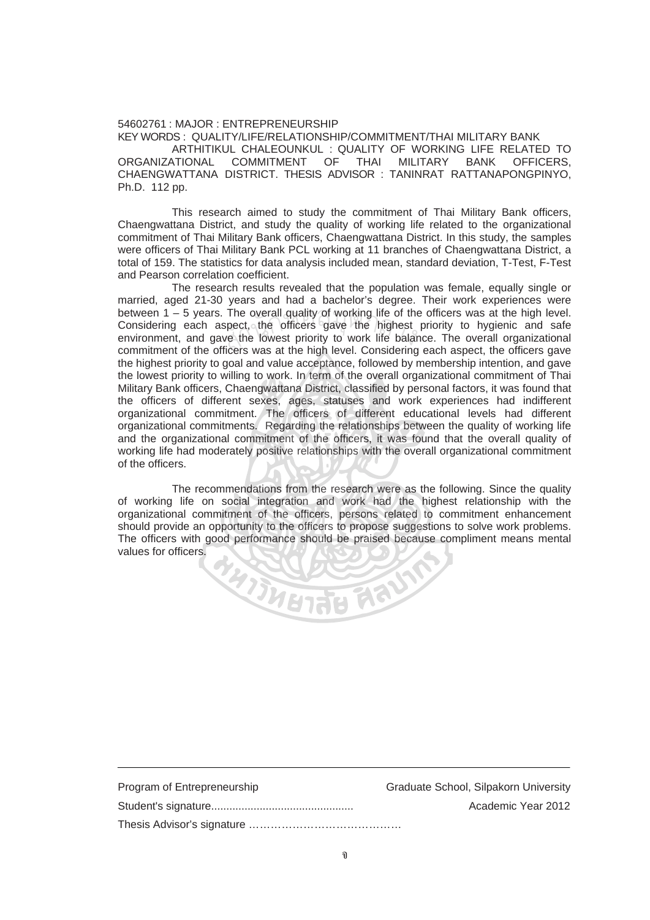54602761 : MAJOR : ENTREPRENEURSHIP

KEY WORDS : QUALITY/LIFE/RELATIONSHIP/COMMITMENT/THAI MILITARY BANK

ARTHITIKUL CHALEOUNKUL : QUALITY OF WORKING LIFE RELATED TO ORGANIZATIONAL COMMITMENT OF THAI MILITARY BANK OFFICERS, CHAENGWATTANA DISTRICT. THESIS ADVISOR : TANINRAT RATTANAPONGPINYO, Ph.D. 112 pp.

This research aimed to study the commitment of Thai Military Bank officers, Chaengwattana District, and study the quality of working life related to the organizational commitment of Thai Military Bank officers, Chaengwattana District. In this study, the samples were officers of Thai Military Bank PCL working at 11 branches of Chaengwattana District, a total of 159. The statistics for data analysis included mean, standard deviation, T-Test, F-Test and Pearson correlation coefficient.

The research results revealed that the population was female, equally single or married, aged 21-30 years and had a bachelor's degree. Their work experiences were between 1 – 5 years. The overall quality of working life of the officers was at the high level. Considering each aspect, the officers gave the highest priority to hygienic and safe environment, and gave the lowest priority to work life balance. The overall organizational commitment of the officers was at the high level. Considering each aspect, the officers gave the highest priority to goal and value acceptance, followed by membership intention, and gave the lowest priority to willing to work. In term of the overall organizational commitment of Thai Military Bank officers, Chaengwattana District, classified by personal factors, it was found that the officers of different sexes, ages, statuses and work experiences had indifferent organizational commitment. The officers of different educational levels had different organizational commitments. Regarding the relationships between the quality of working life and the organizational commitment of the officers, it was found that the overall quality of working life had moderately positive relationships with the overall organizational commitment of the officers.

The recommendations from the research were as the following. Since the quality of working life on social integration and work had the highest relationship with the organizational commitment of the officers, persons related to commitment enhancement should provide an opportunity to the officers to propose suggestions to solve work problems. The officers with good performance should be praised because compliment means mental values for officers.

---

Program of Entrepreneurship — Graduate School, Silpakorn University

Student's signature............................................... — Academic Year 2012

Thesis Advisor's signature ……………………………………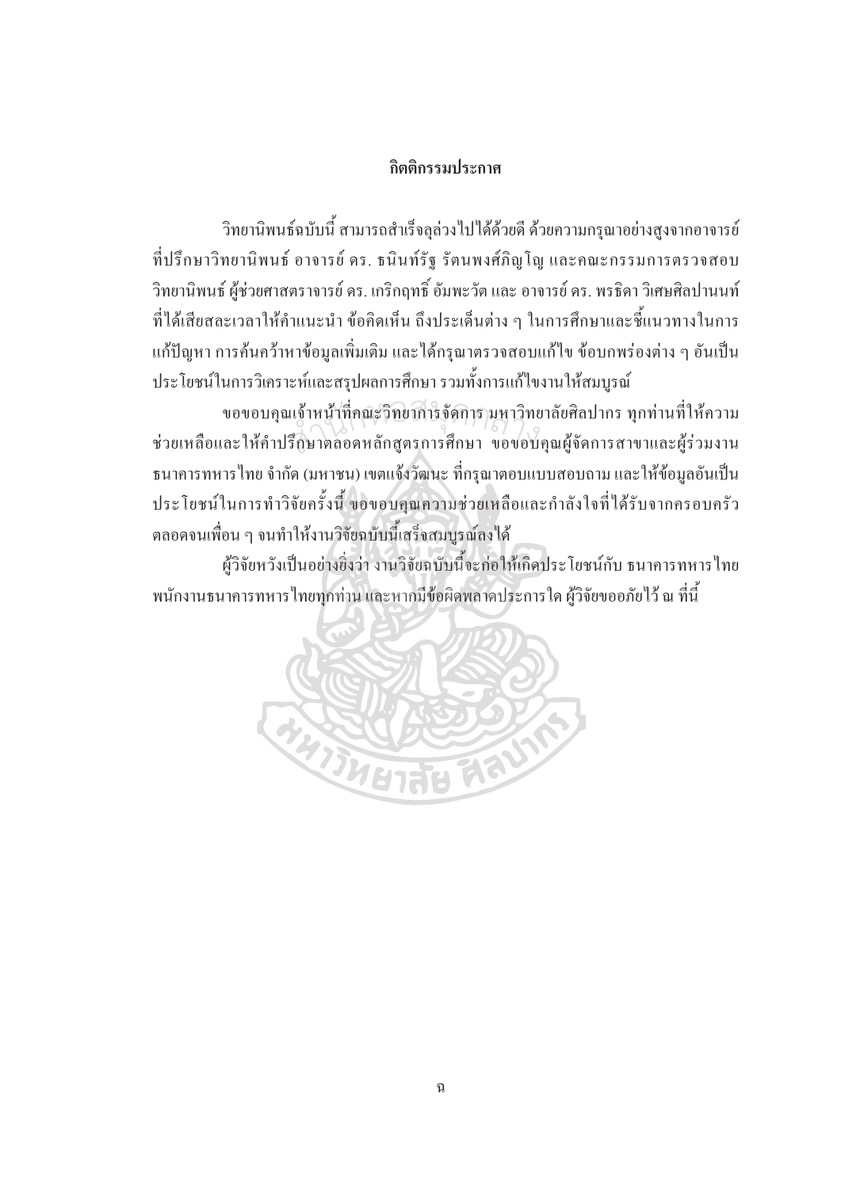**กิตติกรรมประกาศ**

วิทยานิพนธ์ฉบับนี้ สามารถสำเร็จลุล่วงไปได้ด้วยดี ด้วยความกรุณาอย่างสูงจากอาจารย์ที่ปรึกษาวิทยานิพนธ์ อาจารย์ ดร. ธนินท์รัฐ รัตนพงศ์ภิญโญ และคณะกรรมการตรวจสอบวิทยานิพนธ์ ผู้ช่วยศาสตราจารย์ ดร. เกริกฤทธิ์ อัมพะวัต และ อาจารย์ ดร. พรธิดา วิเศษศิลปานนท์ ที่ได้เสียสละเวลาให้คำแนะนำ ข้อคิดเห็น ถึงประเด็นต่าง ๆ ในการศึกษาและชี้แนวทางในการแก้ปัญหา การค้นคว้าหาข้อมูลเพิ่มเติม และได้กรุณาตรวจสอบแก้ไข ข้อบกพร่องต่าง ๆ อันเป็นประโยชน์ในการวิเคราะห์และสรุปผลการศึกษา รวมทั้งการแก้ไขงานให้สมบูรณ์

ขอขอบคุณเจ้าหน้าที่คณะวิทยาการจัดการ มหาวิทยาลัยศิลปากร ทุกท่านที่ให้ความช่วยเหลือและให้คำปรึกษาตลอดหลักสูตรการศึกษา ขอขอบคุณผู้จัดการสาขาและผู้ร่วมงาน ธนาคารทหารไทย จำกัด (มหาชน) เขตแจ้งวัฒนะ ที่กรุณาตอบแบบสอบถาม และให้ข้อมูลอันเป็นประโยชน์ในการทำวิจัยครั้งนี้ ขอขอบคุณความช่วยเหลือและกำลังใจที่ได้รับจากครอบครัว ตลอดจนเพื่อน ๆ จนทำให้งานวิจัยฉบับนี้เสร็จสมบูรณ์ลงได้

ผู้วิจัยหวังเป็นอย่างยิ่งว่า งานวิจัยฉบับนี้จะก่อให้เกิดประโยชน์กับ ธนาคารทหารไทย พนักงานธนาคารทหารไทยทุกท่าน และหากมีข้อผิดพลาดประการใด ผู้วิจัยขออภัยไว้ ณ ที่นี้